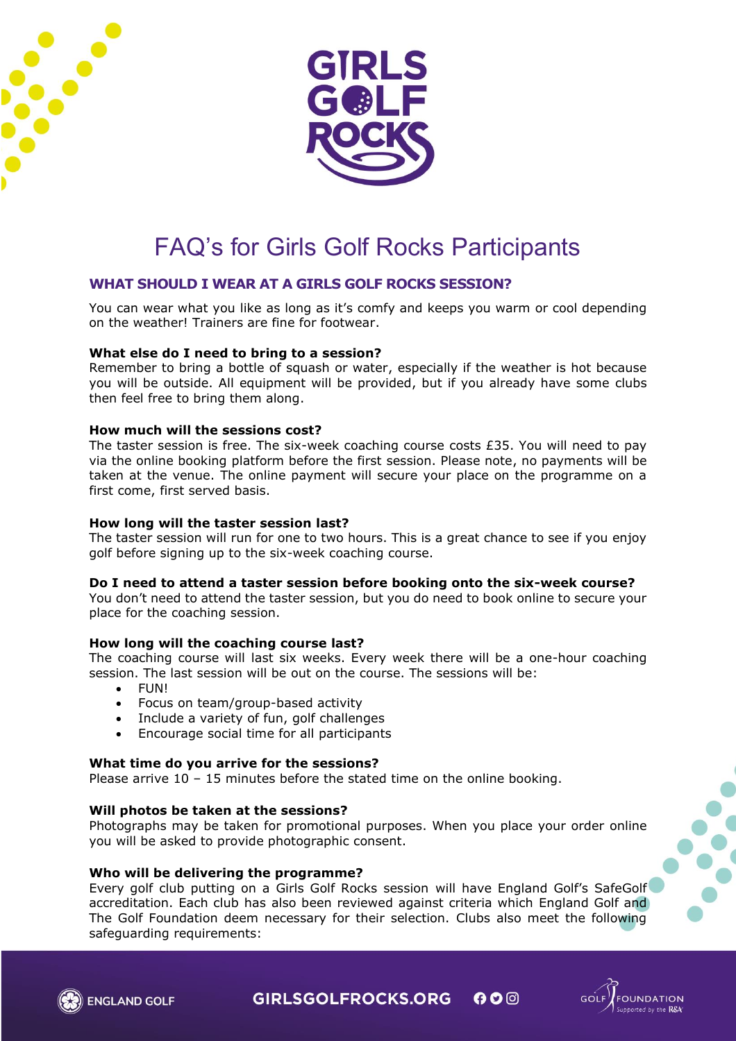# FAQ's for Girls Golf Rocks Participants

## WHAT SHOULD I WEAR AT A GIRLS GOLF ROCKS SESSION?

You can wear what you like as long as it's comfy and keeps you warm or cool depending on the weather! Trainers are fine for footwear.

**What else do I need to bring to a session?**
Remember to bring a bottle of squash or water, especially if the weather is hot because you will be outside. All equipment will be provided, but if you already have some clubs then feel free to bring them along.

**How much will the sessions cost?**
The taster session is free. The six-week coaching course costs £35. You will need to pay via the online booking platform before the first session. Please note, no payments will be taken at the venue. The online payment will secure your place on the programme on a first come, first served basis.

**How long will the taster session last?**
The taster session will run for one to two hours. This is a great chance to see if you enjoy golf before signing up to the six-week coaching course.

**Do I need to attend a taster session before booking onto the six-week course?**
You don't need to attend the taster session, but you do need to book online to secure your place for the coaching session.

**How long will the coaching course last?**
The coaching course will last six weeks. Every week there will be a one-hour coaching session. The last session will be out on the course. The sessions will be:

- FUN!
- Focus on team/group-based activity
- Include a variety of fun, golf challenges
- Encourage social time for all participants

**What time do you arrive for the sessions?**
Please arrive 10 – 15 minutes before the stated time on the online booking.

**Will photos be taken at the sessions?**
Photographs may be taken for promotional purposes. When you place your order online you will be asked to provide photographic consent.

**Who will be delivering the programme?**
Every golf club putting on a Girls Golf Rocks session will have England Golf's SafeGolf accreditation. Each club has also been reviewed against criteria which England Golf and The Golf Foundation deem necessary for their selection. Clubs also meet the following safeguarding requirements: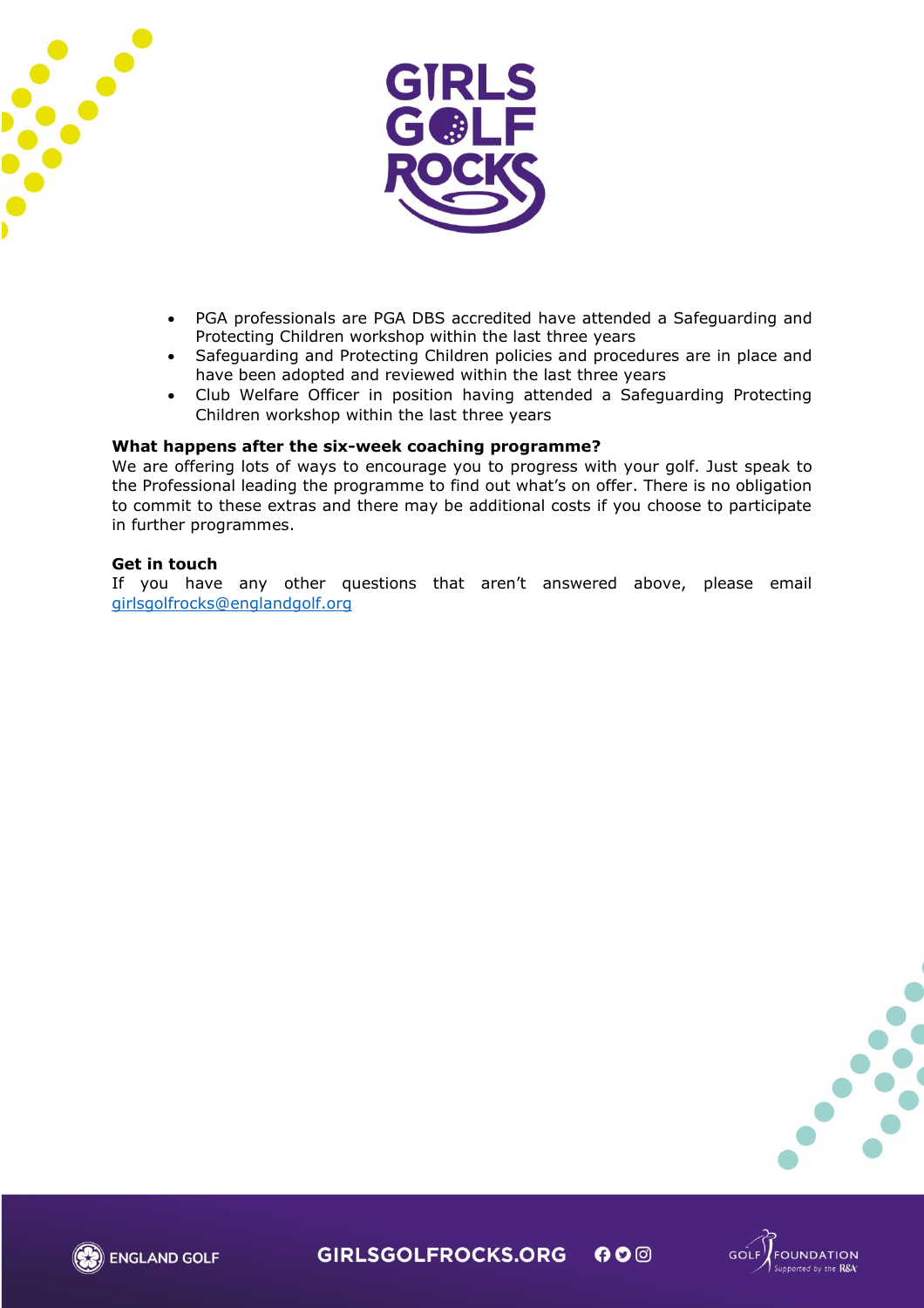- PGA professionals are PGA DBS accredited have attended a Safeguarding and Protecting Children workshop within the last three years
- Safeguarding and Protecting Children policies and procedures are in place and have been adopted and reviewed within the last three years
- Club Welfare Officer in position having attended a Safeguarding Protecting Children workshop within the last three years

**What happens after the six-week coaching programme?**
We are offering lots of ways to encourage you to progress with your golf. Just speak to the Professional leading the programme to find out what's on offer. There is no obligation to commit to these extras and there may be additional costs if you choose to participate in further programmes.

**Get in touch**
If you have any other questions that aren't answered above, please email girlsgolfrocks@englandgolf.org